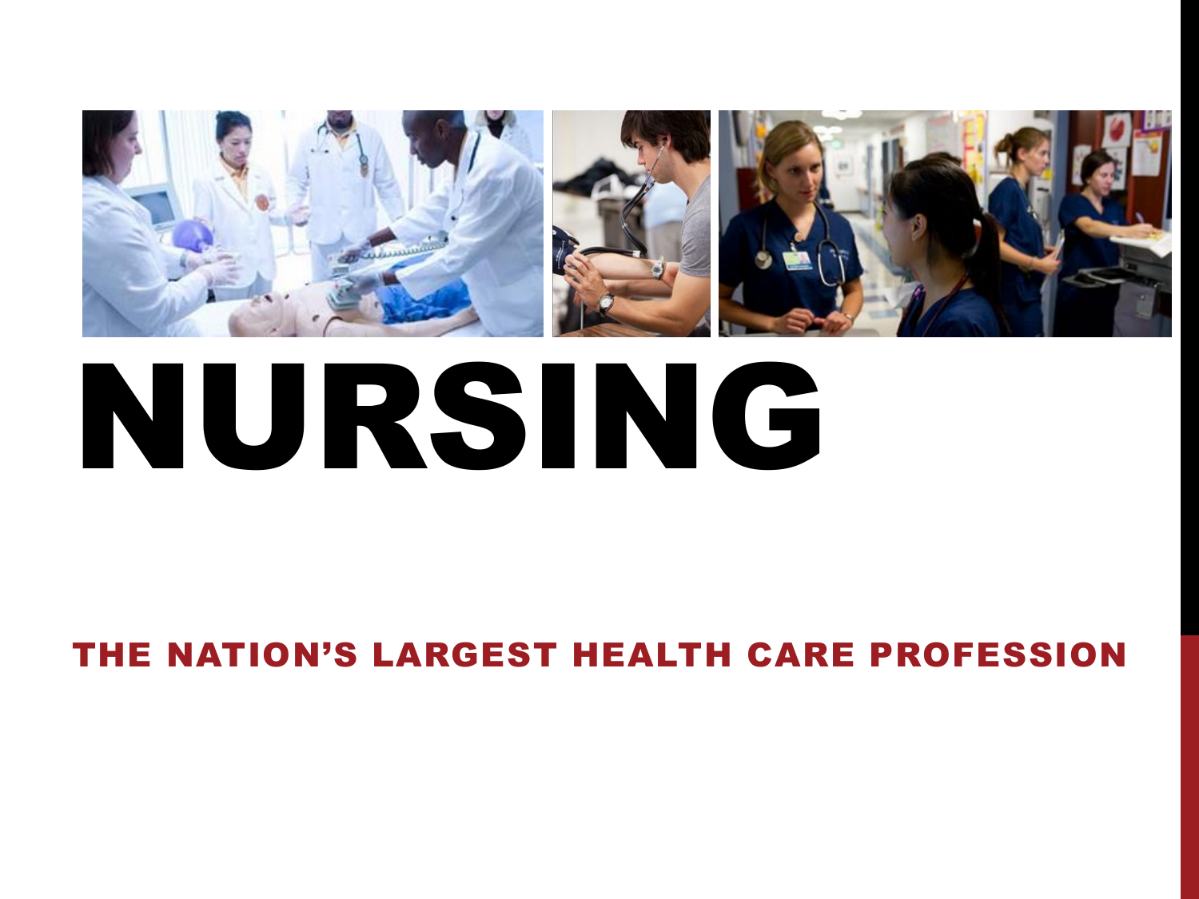# NURSING

## THE NATION'S LARGEST HEALTH CARE PROFESSION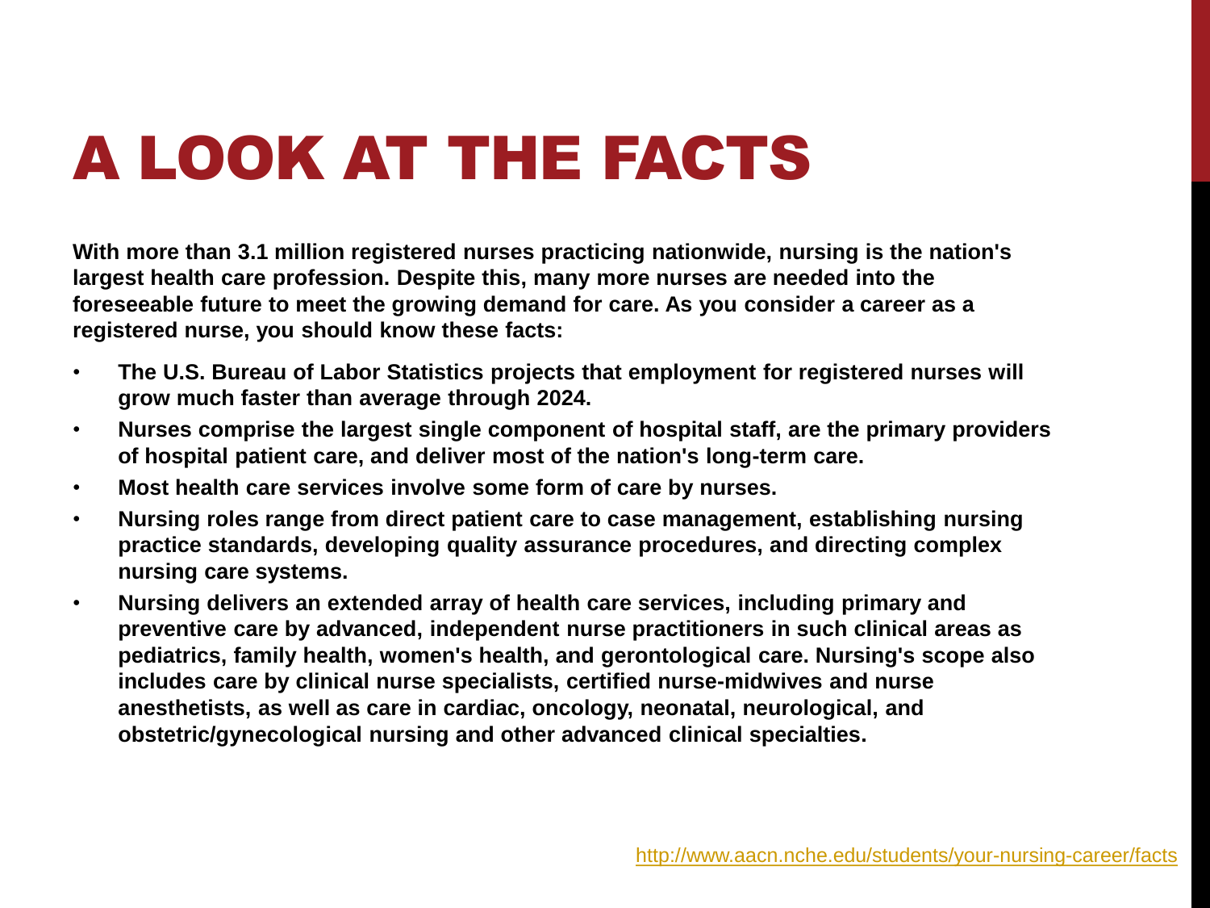# A LOOK AT THE FACTS

**With more than 3.1 million registered nurses practicing nationwide, nursing is the nation's largest health care profession. Despite this, many more nurses are needed into the foreseeable future to meet the growing demand for care. As you consider a career as a registered nurse, you should know these facts:**

- **The U.S. Bureau of Labor Statistics projects that employment for registered nurses will grow much faster than average through 2024.**
- **Nurses comprise the largest single component of hospital staff, are the primary providers of hospital patient care, and deliver most of the nation's long-term care.**
- **Most health care services involve some form of care by nurses.**
- **Nursing roles range from direct patient care to case management, establishing nursing practice standards, developing quality assurance procedures, and directing complex nursing care systems.**
- **Nursing delivers an extended array of health care services, including primary and preventive care by advanced, independent nurse practitioners in such clinical areas as pediatrics, family health, women's health, and gerontological care. Nursing's scope also includes care by clinical nurse specialists, certified nurse-midwives and nurse anesthetists, as well as care in cardiac, oncology, neonatal, neurological, and obstetric/gynecological nursing and other advanced clinical specialties.**

http://www.aacn.nche.edu/students/your-nursing-career/facts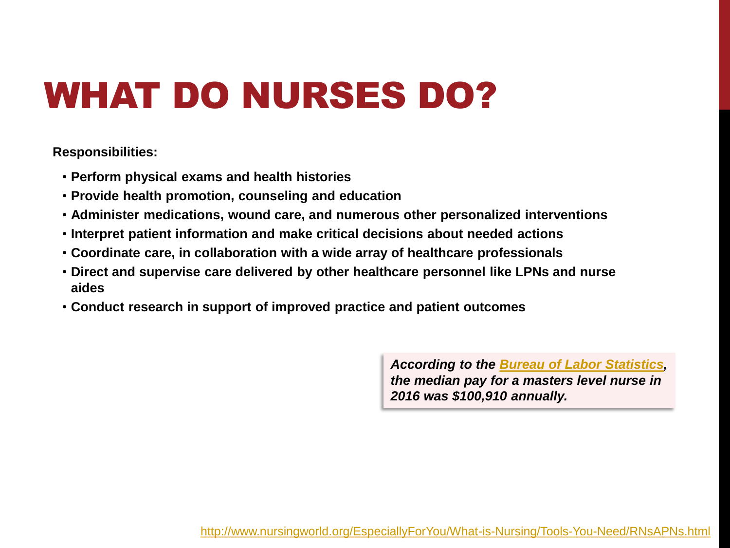# WHAT DO NURSES DO?

**Responsibilities:**

- **Perform physical exams and health histories**
- **Provide health promotion, counseling and education**
- **Administer medications, wound care, and numerous other personalized interventions**
- **Interpret patient information and make critical decisions about needed actions**
- **Coordinate care, in collaboration with a wide array of healthcare professionals**
- **Direct and supervise care delivered by other healthcare personnel like LPNs and nurse aides**
- **Conduct research in support of improved practice and patient outcomes**

***According to the Bureau of Labor Statistics, the median pay for a masters level nurse in 2016 was $100,910 annually.***

http://www.nursingworld.org/EspeciallyForYou/What-is-Nursing/Tools-You-Need/RNsAPNs.html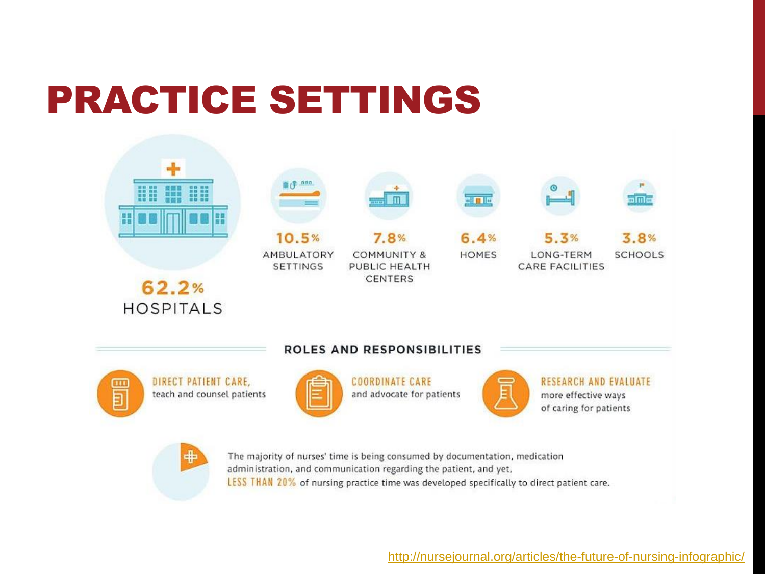# PRACTICE SETTINGS

**62.2%** HOSPITALS

**10.5%** AMBULATORY SETTINGS

**7.8%** COMMUNITY & PUBLIC HEALTH CENTERS

**6.4%** HOMES

**5.3%** LONG-TERM CARE FACILITIES

**3.8%** SCHOOLS

## ROLES AND RESPONSIBILITIES

- **DIRECT PATIENT CARE,** teach and counsel patients
- **COORDINATE CARE** and advocate for patients
- **RESEARCH AND EVALUATE** more effective ways of caring for patients

The majority of nurses' time is being consumed by documentation, medication administration, and communication regarding the patient, and yet, **LESS THAN 20%** of nursing practice time was developed specifically to direct patient care.

http://nursejournal.org/articles/the-future-of-nursing-infographic/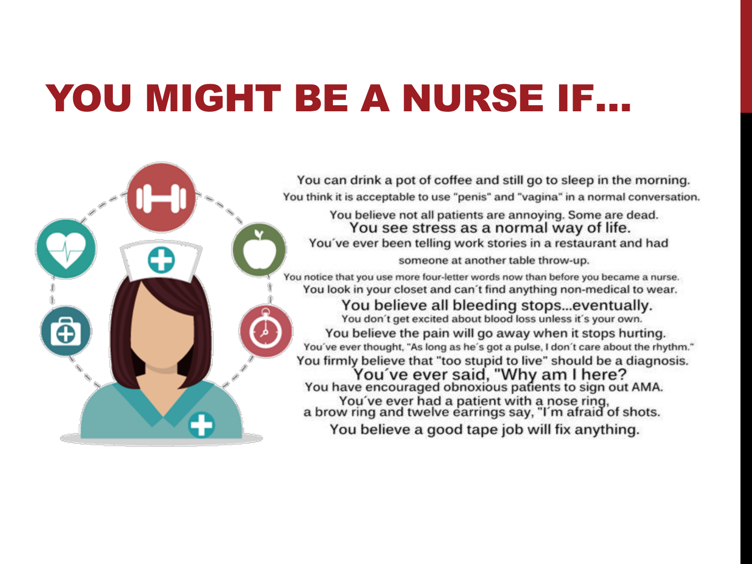# YOU MIGHT BE A NURSE IF…

You can drink a pot of coffee and still go to sleep in the morning.

You think it is acceptable to use "penis" and "vagina" in a normal conversation.

You believe not all patients are annoying. Some are dead.

You see stress as a normal way of life.

You´ve ever been telling work stories in a restaurant and had someone at another table throw-up.

You notice that you use more four-letter words now than before you became a nurse.

You look in your closet and can´t find anything non-medical to wear.

You believe all bleeding stops…eventually.

You don´t get excited about blood loss unless it´s your own.

You believe the pain will go away when it stops hurting.

You´ve ever thought, "As long as he´s got a pulse, I don´t care about the rhythm."

You firmly believe that "too stupid to live" should be a diagnosis.

You´ve ever said, "Why am I here?

You have encouraged obnoxious patients to sign out AMA.

You´ve ever had a patient with a nose ring, a brow ring and twelve earrings say, "I´m afraid of shots.

You believe a good tape job will fix anything.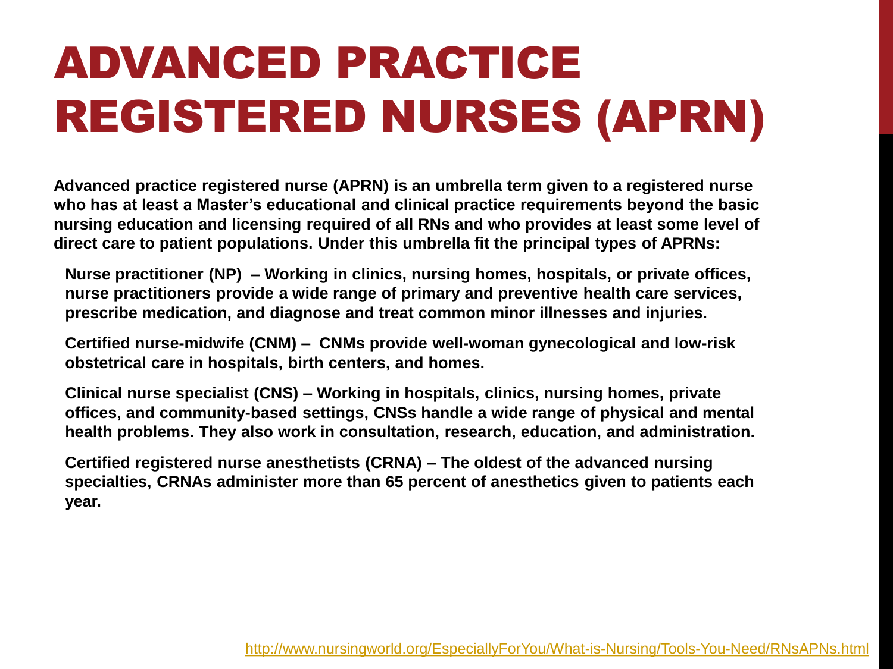# ADVANCED PRACTICE REGISTERED NURSES (APRN)

**Advanced practice registered nurse (APRN) is an umbrella term given to a registered nurse who has at least a Master's educational and clinical practice requirements beyond the basic nursing education and licensing required of all RNs and who provides at least some level of direct care to patient populations. Under this umbrella fit the principal types of APRNs:**

**Nurse practitioner (NP) – Working in clinics, nursing homes, hospitals, or private offices, nurse practitioners provide a wide range of primary and preventive health care services, prescribe medication, and diagnose and treat common minor illnesses and injuries.**

**Certified nurse-midwife (CNM) – CNMs provide well-woman gynecological and low-risk obstetrical care in hospitals, birth centers, and homes.**

**Clinical nurse specialist (CNS) – Working in hospitals, clinics, nursing homes, private offices, and community-based settings, CNSs handle a wide range of physical and mental health problems. They also work in consultation, research, education, and administration.**

**Certified registered nurse anesthetists (CRNA) – The oldest of the advanced nursing specialties, CRNAs administer more than 65 percent of anesthetics given to patients each year.**

http://www.nursingworld.org/EspeciallyForYou/What-is-Nursing/Tools-You-Need/RNsAPNs.html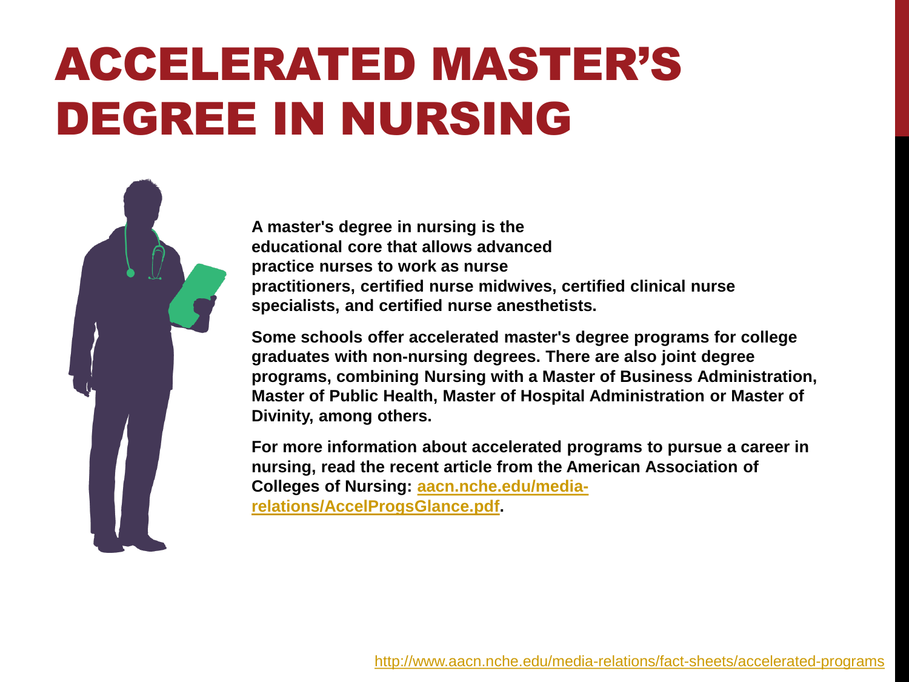# ACCELERATED MASTER'S DEGREE IN NURSING

**A master's degree in nursing is the educational core that allows advanced practice nurses to work as nurse practitioners, certified nurse midwives, certified clinical nurse specialists, and certified nurse anesthetists.**

**Some schools offer accelerated master's degree programs for college graduates with non-nursing degrees. There are also joint degree programs, combining Nursing with a Master of Business Administration, Master of Public Health, Master of Hospital Administration or Master of Divinity, among others.**

**For more information about accelerated programs to pursue a career in nursing, read the recent article from the American Association of Colleges of Nursing: [aacn.nche.edu/media-relations/AccelProgsGlance.pdf](aacn.nche.edu/media-relations/AccelProgsGlance.pdf).**

http://www.aacn.nche.edu/media-relations/fact-sheets/accelerated-programs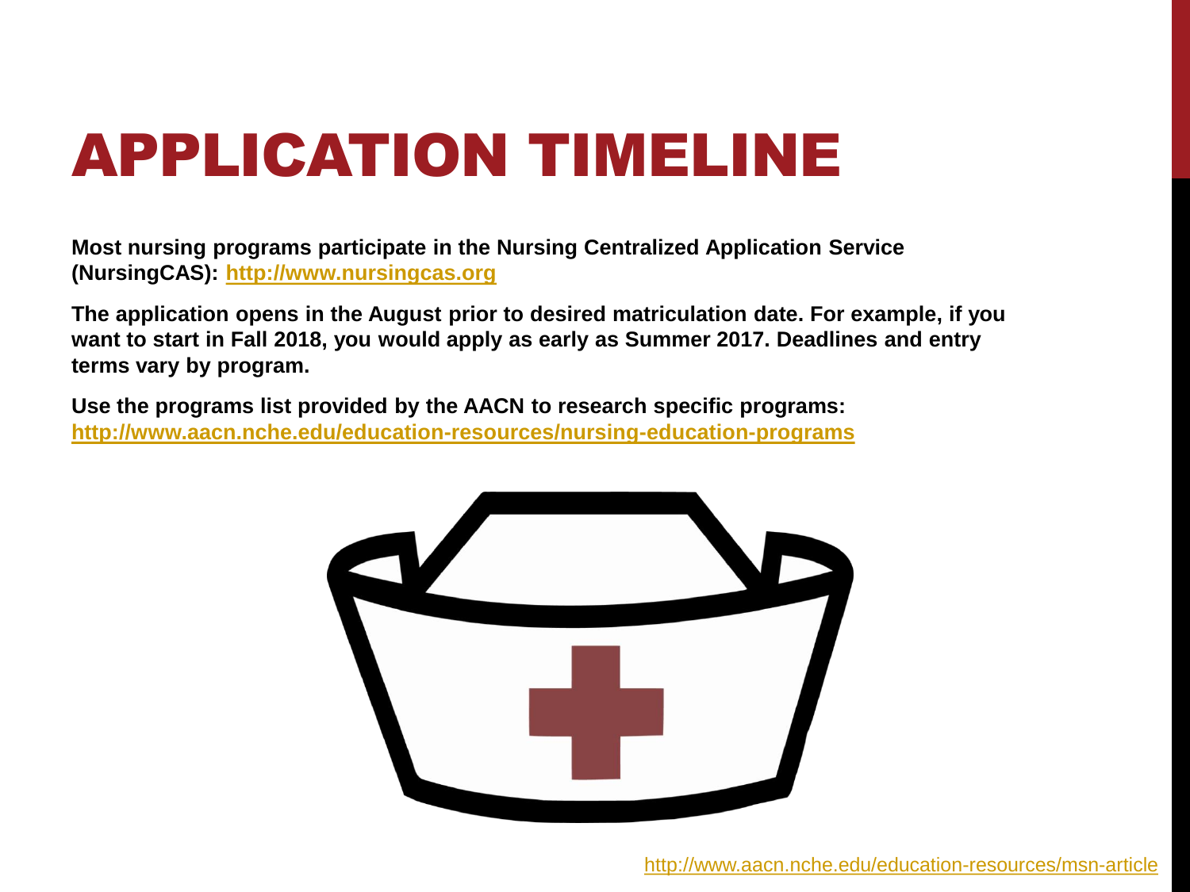# APPLICATION TIMELINE

**Most nursing programs participate in the Nursing Centralized Application Service (NursingCAS): http://www.nursingcas.org**

**The application opens in the August prior to desired matriculation date. For example, if you want to start in Fall 2018, you would apply as early as Summer 2017. Deadlines and entry terms vary by program.**

**Use the programs list provided by the AACN to research specific programs: http://www.aacn.nche.edu/education-resources/nursing-education-programs**

http://www.aacn.nche.edu/education-resources/msn-article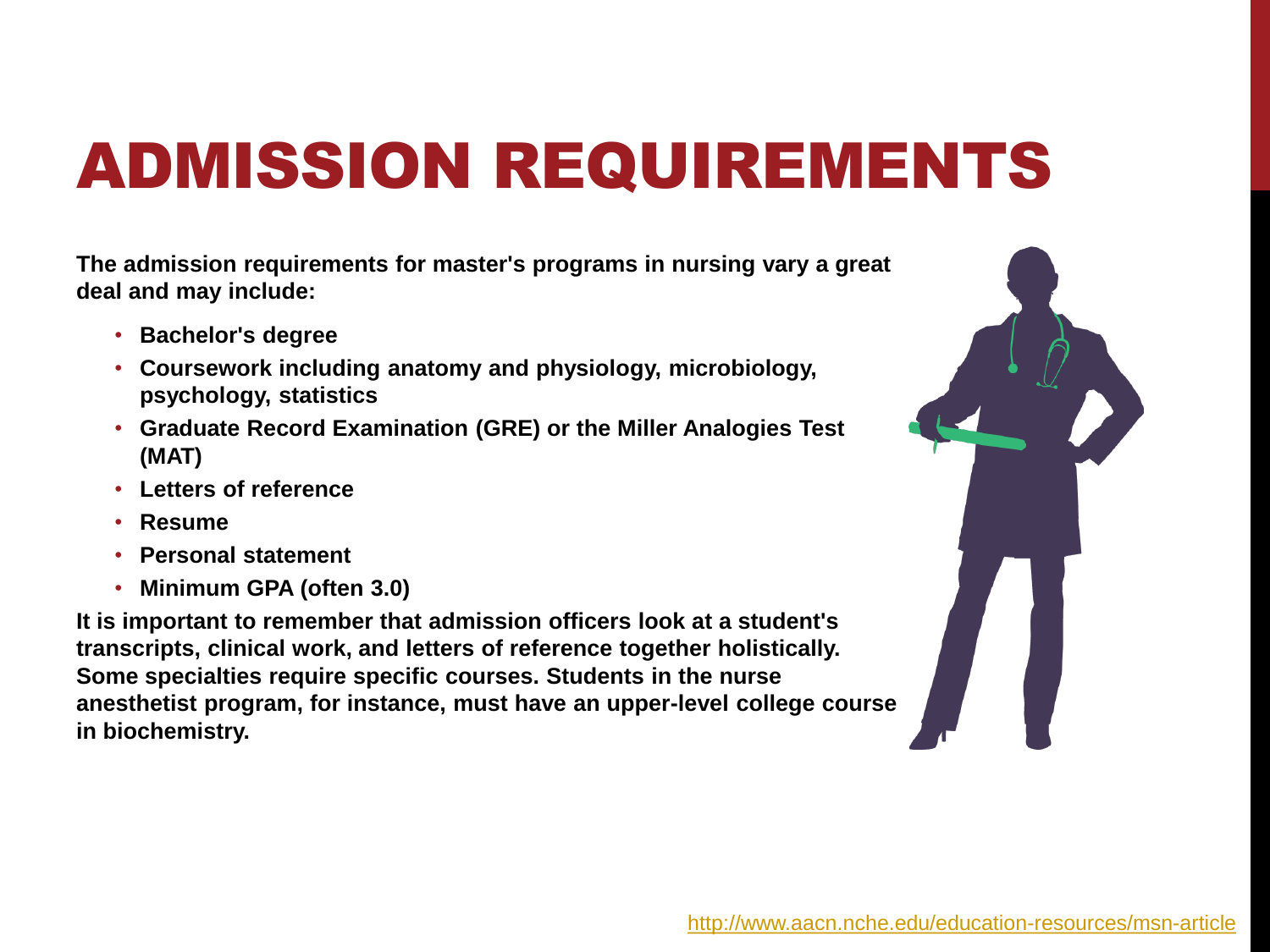# ADMISSION REQUIREMENTS

**The admission requirements for master's programs in nursing vary a great deal and may include:**

- **Bachelor's degree**
- **Coursework including anatomy and physiology, microbiology, psychology, statistics**
- **Graduate Record Examination (GRE) or the Miller Analogies Test (MAT)**
- **Letters of reference**
- **Resume**
- **Personal statement**
- **Minimum GPA (often 3.0)**

**It is important to remember that admission officers look at a student's transcripts, clinical work, and letters of reference together holistically. Some specialties require specific courses. Students in the nurse anesthetist program, for instance, must have an upper-level college course in biochemistry.**

http://www.aacn.nche.edu/education-resources/msn-article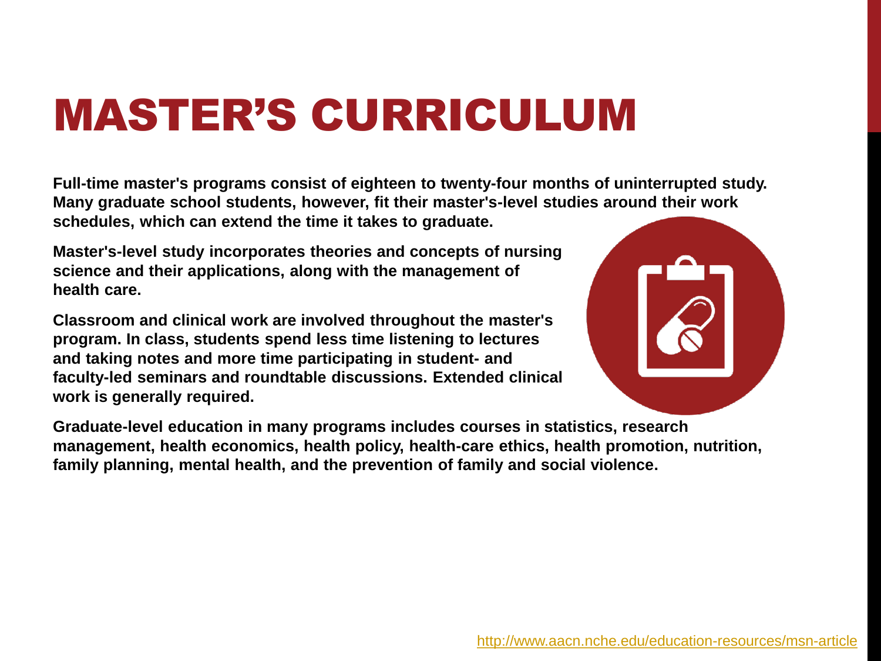# MASTER'S CURRICULUM

**Full-time master's programs consist of eighteen to twenty-four months of uninterrupted study. Many graduate school students, however, fit their master's-level studies around their work schedules, which can extend the time it takes to graduate.**

**Master's-level study incorporates theories and concepts of nursing science and their applications, along with the management of health care.**

**Classroom and clinical work are involved throughout the master's program. In class, students spend less time listening to lectures and taking notes and more time participating in student- and faculty-led seminars and roundtable discussions. Extended clinical work is generally required.**

**Graduate-level education in many programs includes courses in statistics, research management, health economics, health policy, health-care ethics, health promotion, nutrition, family planning, mental health, and the prevention of family and social violence.**

http://www.aacn.nche.edu/education-resources/msn-article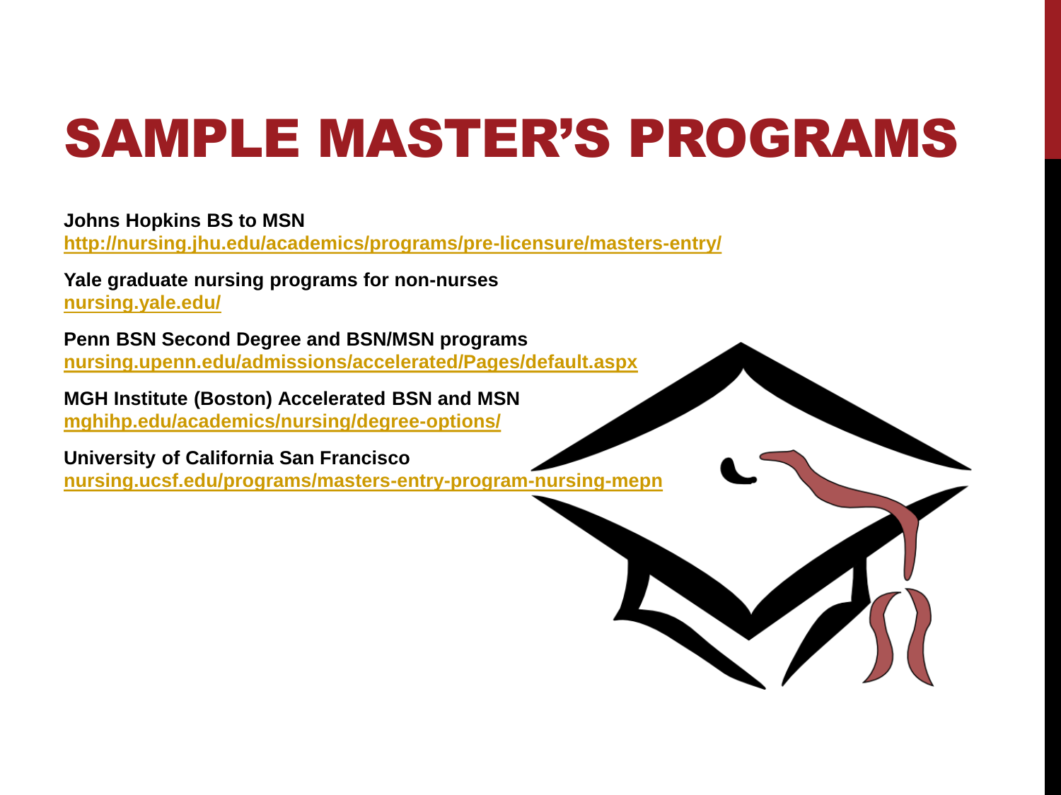# SAMPLE MASTER'S PROGRAMS

**Johns Hopkins BS to MSN**
**http://nursing.jhu.edu/academics/programs/pre-licensure/masters-entry/**

**Yale graduate nursing programs for non-nurses**
**nursing.yale.edu/**

**Penn BSN Second Degree and BSN/MSN programs**
**nursing.upenn.edu/admissions/accelerated/Pages/default.aspx**

**MGH Institute (Boston) Accelerated BSN and MSN**
**mghihp.edu/academics/nursing/degree-options/**

**University of California San Francisco**
**nursing.ucsf.edu/programs/masters-entry-program-nursing-mepn**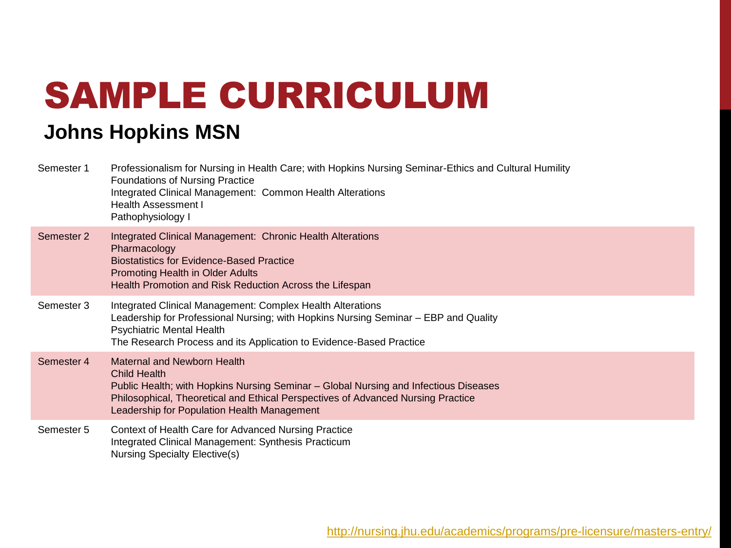# SAMPLE CURRICULUM

## Johns Hopkins MSN

| | |
|---|---|
| Semester 1 | Professionalism for Nursing in Health Care; with Hopkins Nursing Seminar-Ethics and Cultural Humility<br>Foundations of Nursing Practice<br>Integrated Clinical Management: Common Health Alterations<br>Health Assessment I<br>Pathophysiology I |
| Semester 2 | Integrated Clinical Management: Chronic Health Alterations<br>Pharmacology<br>Biostatistics for Evidence-Based Practice<br>Promoting Health in Older Adults<br>Health Promotion and Risk Reduction Across the Lifespan |
| Semester 3 | Integrated Clinical Management: Complex Health Alterations<br>Leadership for Professional Nursing; with Hopkins Nursing Seminar – EBP and Quality<br>Psychiatric Mental Health<br>The Research Process and its Application to Evidence-Based Practice |
| Semester 4 | Maternal and Newborn Health<br>Child Health<br>Public Health; with Hopkins Nursing Seminar – Global Nursing and Infectious Diseases<br>Philosophical, Theoretical and Ethical Perspectives of Advanced Nursing Practice<br>Leadership for Population Health Management |
| Semester 5 | Context of Health Care for Advanced Nursing Practice<br>Integrated Clinical Management: Synthesis Practicum<br>Nursing Specialty Elective(s) |

http://nursing.jhu.edu/academics/programs/pre-licensure/masters-entry/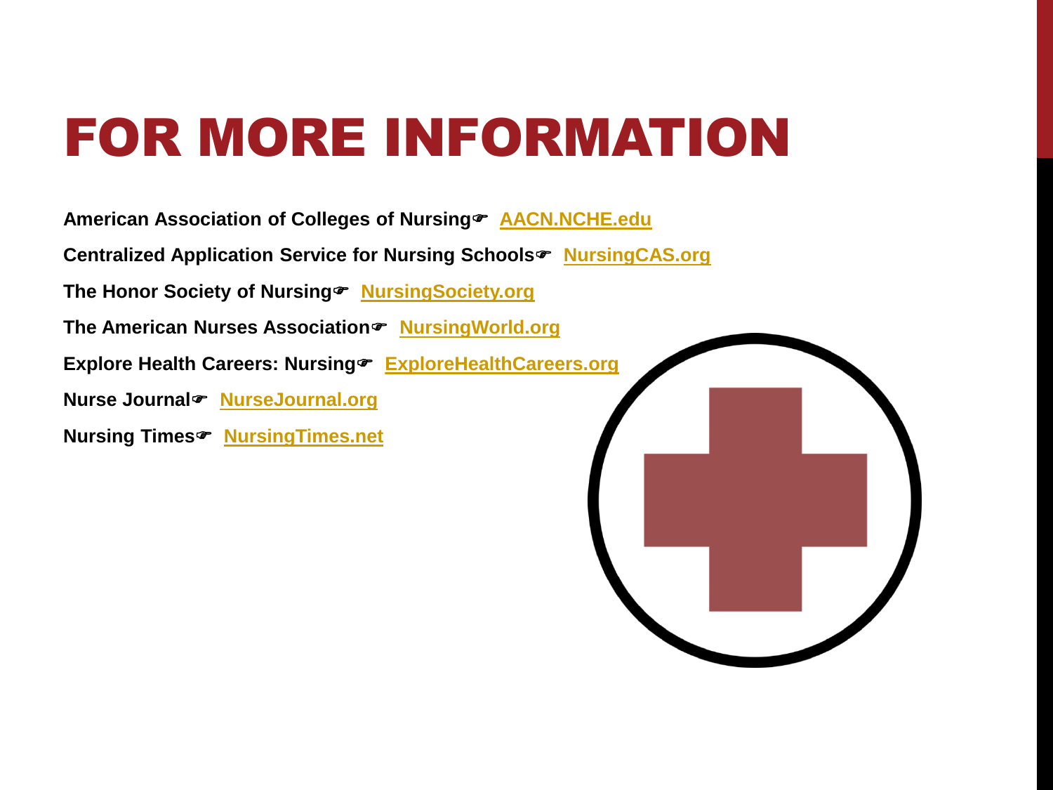# FOR MORE INFORMATION

**American Association of Colleges of Nursing☛ AACN.NCHE.edu**

**Centralized Application Service for Nursing Schools☛ NursingCAS.org**

**The Honor Society of Nursing☛ NursingSociety.org**

**The American Nurses Association☛ NursingWorld.org**

**Explore Health Careers: Nursing☛ ExploreHealthCareers.org**

**Nurse Journal☛ NurseJournal.org**

**Nursing Times☛ NursingTimes.net**